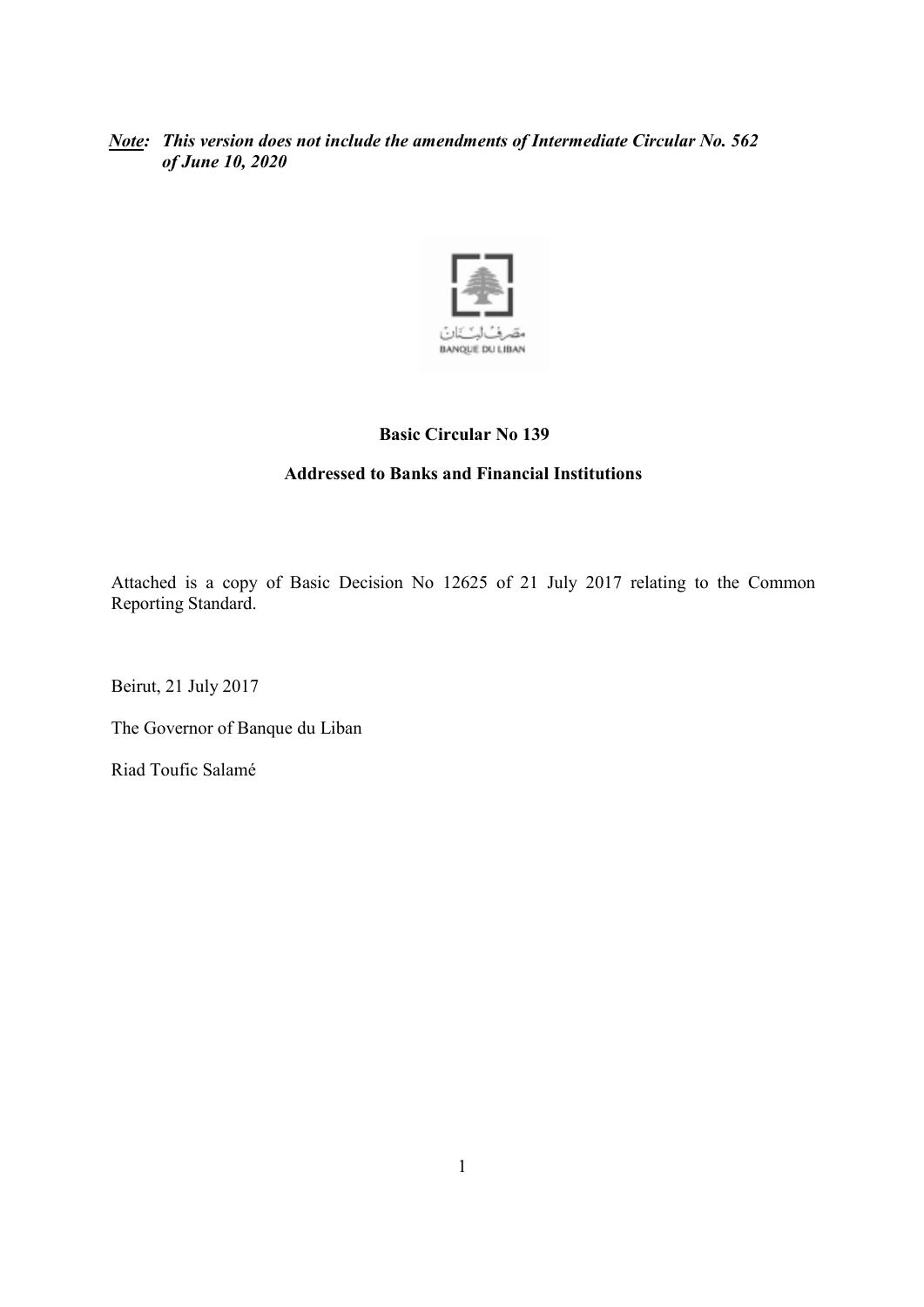***Note:*** ***This version does not include the amendments of Intermediate Circular No. 562 of June 10, 2020***

مصرف لبنان
BANQUE DU LIBAN

**Basic Circular No 139**

**Addressed to Banks and Financial Institutions**

Attached is a copy of Basic Decision No 12625 of 21 July 2017 relating to the Common Reporting Standard.

Beirut, 21 July 2017

The Governor of Banque du Liban

Riad Toufic Salamé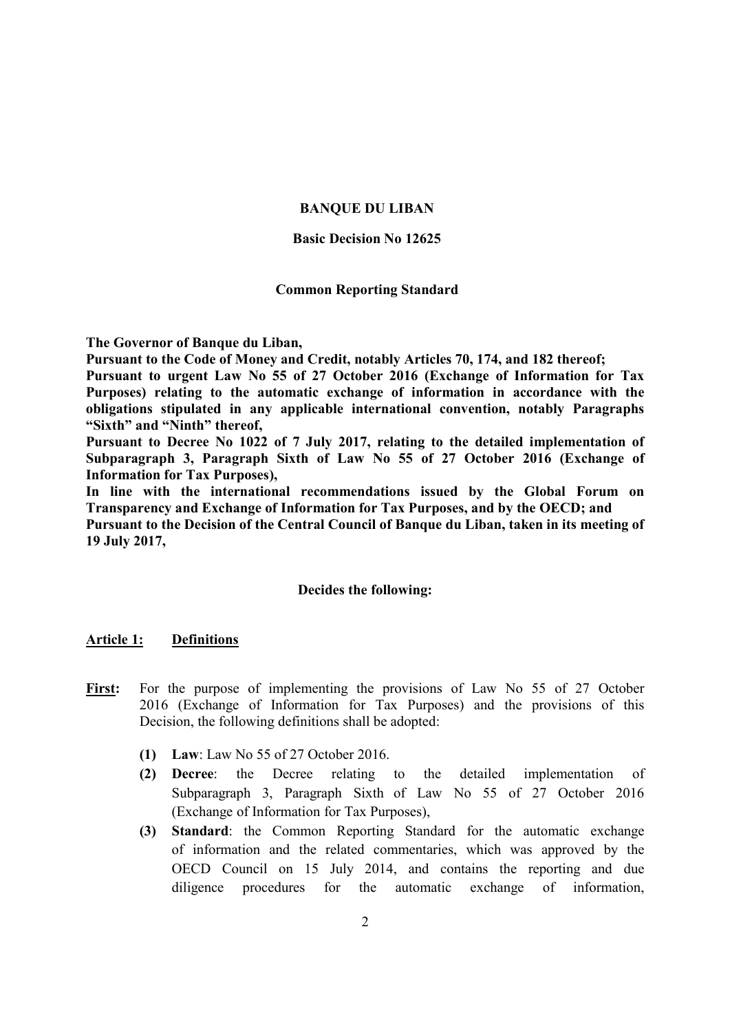**BANQUE DU LIBAN**

**Basic Decision No 12625**

**Common Reporting Standard**

**The Governor of Banque du Liban,**
**Pursuant to the Code of Money and Credit, notably Articles 70, 174, and 182 thereof;**
**Pursuant to urgent Law No 55 of 27 October 2016 (Exchange of Information for Tax Purposes) relating to the automatic exchange of information in accordance with the obligations stipulated in any applicable international convention, notably Paragraphs "Sixth" and "Ninth" thereof,**
**Pursuant to Decree No 1022 of 7 July 2017, relating to the detailed implementation of Subparagraph 3, Paragraph Sixth of Law No 55 of 27 October 2016 (Exchange of Information for Tax Purposes),**
**In line with the international recommendations issued by the Global Forum on Transparency and Exchange of Information for Tax Purposes, and by the OECD; and**
**Pursuant to the Decision of the Central Council of Banque du Liban, taken in its meeting of 19 July 2017,**

**Decides the following:**

**<u>Article 1:</u> <u>Definitions</u>**

**<u>First:</u>** For the purpose of implementing the provisions of Law No 55 of 27 October 2016 (Exchange of Information for Tax Purposes) and the provisions of this Decision, the following definitions shall be adopted:

- **(1) Law**: Law No 55 of 27 October 2016.
- **(2) Decree**: the Decree relating to the detailed implementation of Subparagraph 3, Paragraph Sixth of Law No 55 of 27 October 2016 (Exchange of Information for Tax Purposes),
- **(3) Standard**: the Common Reporting Standard for the automatic exchange of information and the related commentaries, which was approved by the OECD Council on 15 July 2014, and contains the reporting and due diligence procedures for the automatic exchange of information,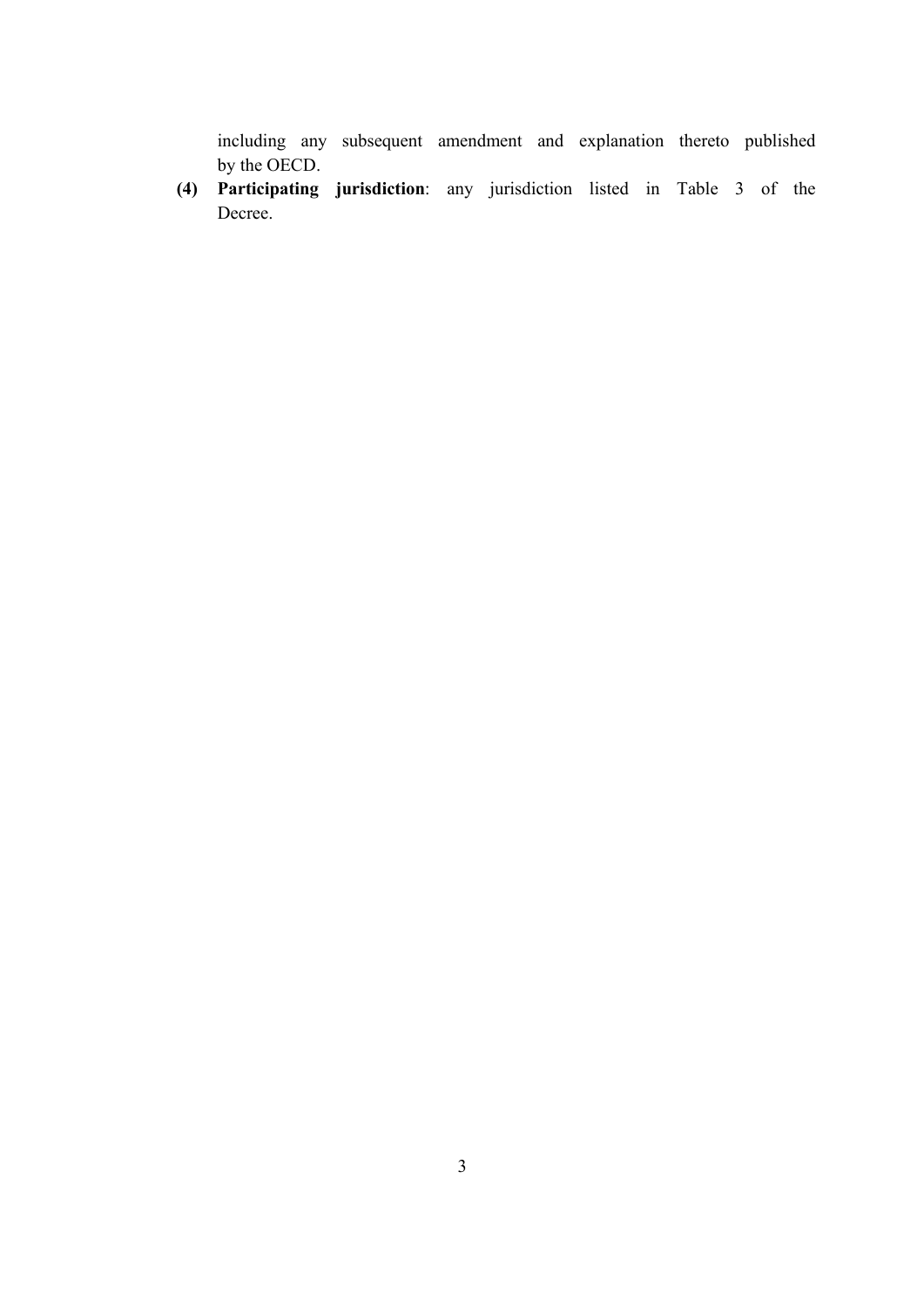including any subsequent amendment and explanation thereto published by the OECD.

**(4) Participating jurisdiction**: any jurisdiction listed in Table 3 of the Decree.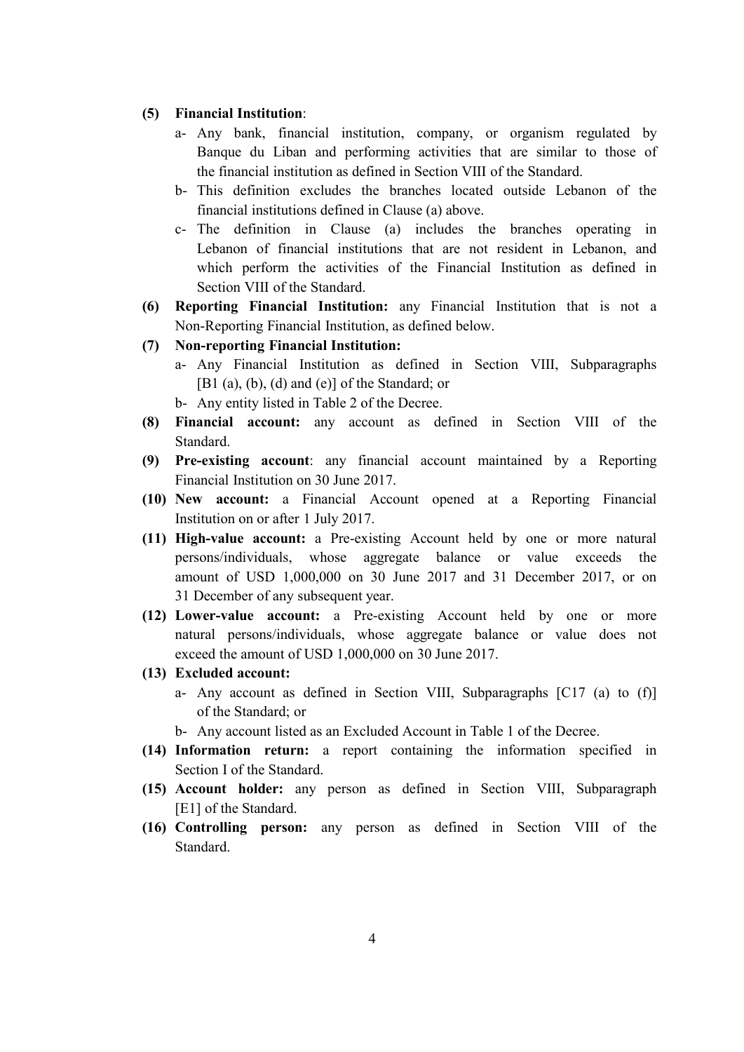**(5) Financial Institution**:

a- Any bank, financial institution, company, or organism regulated by Banque du Liban and performing activities that are similar to those of the financial institution as defined in Section VIII of the Standard.

b- This definition excludes the branches located outside Lebanon of the financial institutions defined in Clause (a) above.

c- The definition in Clause (a) includes the branches operating in Lebanon of financial institutions that are not resident in Lebanon, and which perform the activities of the Financial Institution as defined in Section VIII of the Standard.

**(6) Reporting Financial Institution:** any Financial Institution that is not a Non-Reporting Financial Institution, as defined below.

**(7) Non-reporting Financial Institution:**

a- Any Financial Institution as defined in Section VIII, Subparagraphs [B1 (a), (b), (d) and (e)] of the Standard; or

b- Any entity listed in Table 2 of the Decree.

**(8) Financial account:** any account as defined in Section VIII of the Standard.

**(9) Pre-existing account**: any financial account maintained by a Reporting Financial Institution on 30 June 2017.

**(10) New account:** a Financial Account opened at a Reporting Financial Institution on or after 1 July 2017.

**(11) High-value account:** a Pre-existing Account held by one or more natural persons/individuals, whose aggregate balance or value exceeds the amount of USD 1,000,000 on 30 June 2017 and 31 December 2017, or on 31 December of any subsequent year.

**(12) Lower-value account:** a Pre-existing Account held by one or more natural persons/individuals, whose aggregate balance or value does not exceed the amount of USD 1,000,000 on 30 June 2017.

**(13) Excluded account:**

a- Any account as defined in Section VIII, Subparagraphs [C17 (a) to (f)] of the Standard; or

b- Any account listed as an Excluded Account in Table 1 of the Decree.

**(14) Information return:** a report containing the information specified in Section I of the Standard.

**(15) Account holder:** any person as defined in Section VIII, Subparagraph [E1] of the Standard.

**(16) Controlling person:** any person as defined in Section VIII of the Standard.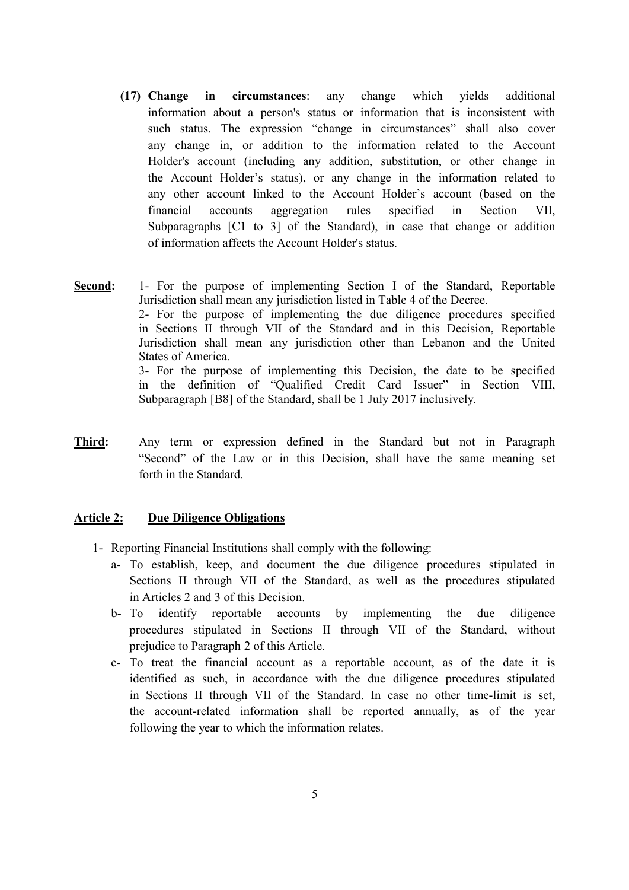**(17) Change in circumstances**: any change which yields additional information about a person's status or information that is inconsistent with such status. The expression "change in circumstances" shall also cover any change in, or addition to the information related to the Account Holder's account (including any addition, substitution, or other change in the Account Holder's status), or any change in the information related to any other account linked to the Account Holder's account (based on the financial accounts aggregation rules specified in Section VII, Subparagraphs [C1 to 3] of the Standard), in case that change or addition of information affects the Account Holder's status.

**Second:** 1- For the purpose of implementing Section I of the Standard, Reportable Jurisdiction shall mean any jurisdiction listed in Table 4 of the Decree.
2- For the purpose of implementing the due diligence procedures specified in Sections II through VII of the Standard and in this Decision, Reportable Jurisdiction shall mean any jurisdiction other than Lebanon and the United States of America.
3- For the purpose of implementing this Decision, the date to be specified in the definition of "Qualified Credit Card Issuer" in Section VIII, Subparagraph [B8] of the Standard, shall be 1 July 2017 inclusively.

**Third:** Any term or expression defined in the Standard but not in Paragraph "Second" of the Law or in this Decision, shall have the same meaning set forth in the Standard.

## Article 2: Due Diligence Obligations

1- Reporting Financial Institutions shall comply with the following:

a- To establish, keep, and document the due diligence procedures stipulated in Sections II through VII of the Standard, as well as the procedures stipulated in Articles 2 and 3 of this Decision.

b- To identify reportable accounts by implementing the due diligence procedures stipulated in Sections II through VII of the Standard, without prejudice to Paragraph 2 of this Article.

c- To treat the financial account as a reportable account, as of the date it is identified as such, in accordance with the due diligence procedures stipulated in Sections II through VII of the Standard. In case no other time-limit is set, the account-related information shall be reported annually, as of the year following the year to which the information relates.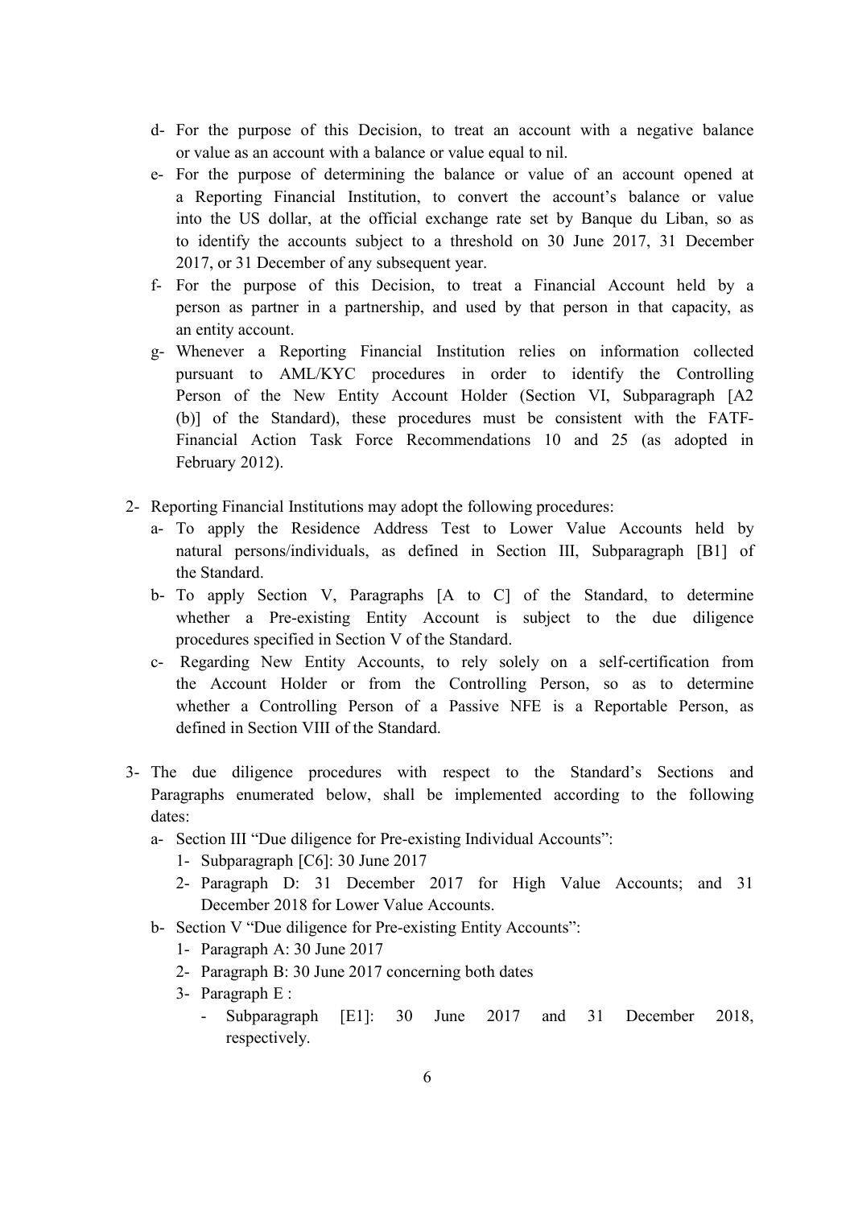d- For the purpose of this Decision, to treat an account with a negative balance or value as an account with a balance or value equal to nil.

e- For the purpose of determining the balance or value of an account opened at a Reporting Financial Institution, to convert the account's balance or value into the US dollar, at the official exchange rate set by Banque du Liban, so as to identify the accounts subject to a threshold on 30 June 2017, 31 December 2017, or 31 December of any subsequent year.

f- For the purpose of this Decision, to treat a Financial Account held by a person as partner in a partnership, and used by that person in that capacity, as an entity account.

g- Whenever a Reporting Financial Institution relies on information collected pursuant to AML/KYC procedures in order to identify the Controlling Person of the New Entity Account Holder (Section VI, Subparagraph [A2 (b)] of the Standard), these procedures must be consistent with the FATF-Financial Action Task Force Recommendations 10 and 25 (as adopted in February 2012).

2- Reporting Financial Institutions may adopt the following procedures:

a- To apply the Residence Address Test to Lower Value Accounts held by natural persons/individuals, as defined in Section III, Subparagraph [B1] of the Standard.

b- To apply Section V, Paragraphs [A to C] of the Standard, to determine whether a Pre-existing Entity Account is subject to the due diligence procedures specified in Section V of the Standard.

c- Regarding New Entity Accounts, to rely solely on a self-certification from the Account Holder or from the Controlling Person, so as to determine whether a Controlling Person of a Passive NFE is a Reportable Person, as defined in Section VIII of the Standard.

3- The due diligence procedures with respect to the Standard's Sections and Paragraphs enumerated below, shall be implemented according to the following dates:

a- Section III "Due diligence for Pre-existing Individual Accounts":

1- Subparagraph [C6]: 30 June 2017

2- Paragraph D: 31 December 2017 for High Value Accounts; and 31 December 2018 for Lower Value Accounts.

b- Section V "Due diligence for Pre-existing Entity Accounts":

1- Paragraph A: 30 June 2017

2- Paragraph B: 30 June 2017 concerning both dates

3- Paragraph E :

- Subparagraph [E1]: 30 June 2017 and 31 December 2018, respectively.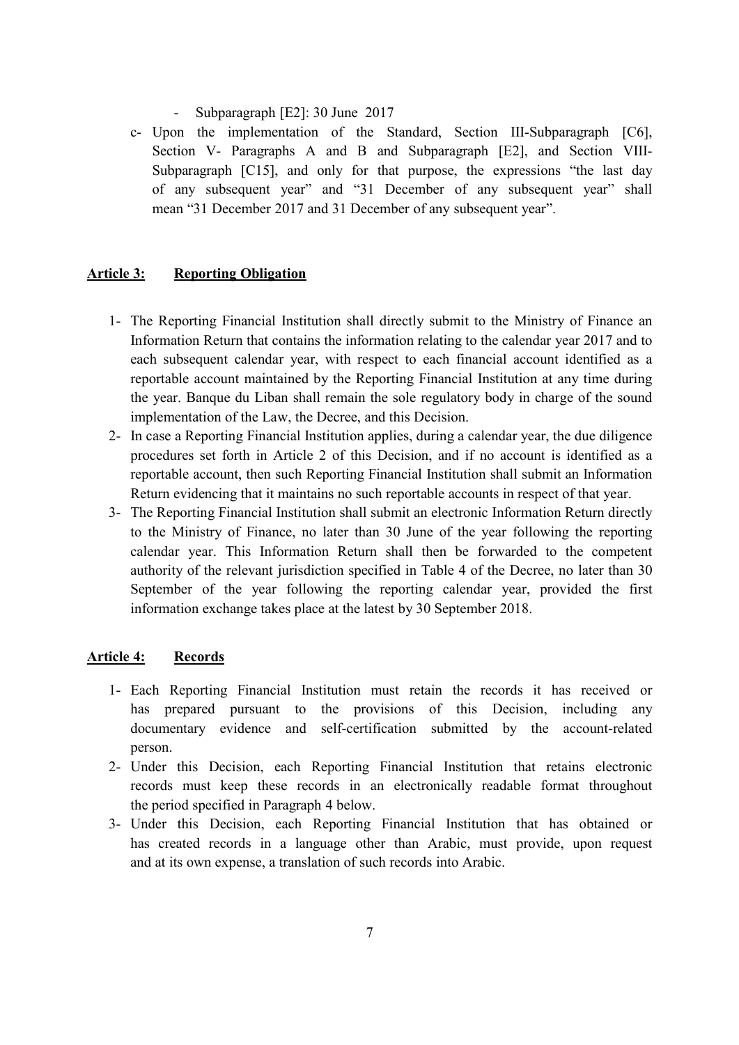- Subparagraph [E2]: 30 June 2017

c- Upon the implementation of the Standard, Section III-Subparagraph [C6], Section V- Paragraphs A and B and Subparagraph [E2], and Section VIII-Subparagraph [C15], and only for that purpose, the expressions “the last day of any subsequent year” and “31 December of any subsequent year” shall mean “31 December 2017 and 31 December of any subsequent year”.

**Article 3: Reporting Obligation**

1- The Reporting Financial Institution shall directly submit to the Ministry of Finance an Information Return that contains the information relating to the calendar year 2017 and to each subsequent calendar year, with respect to each financial account identified as a reportable account maintained by the Reporting Financial Institution at any time during the year. Banque du Liban shall remain the sole regulatory body in charge of the sound implementation of the Law, the Decree, and this Decision.

2- In case a Reporting Financial Institution applies, during a calendar year, the due diligence procedures set forth in Article 2 of this Decision, and if no account is identified as a reportable account, then such Reporting Financial Institution shall submit an Information Return evidencing that it maintains no such reportable accounts in respect of that year.

3- The Reporting Financial Institution shall submit an electronic Information Return directly to the Ministry of Finance, no later than 30 June of the year following the reporting calendar year. This Information Return shall then be forwarded to the competent authority of the relevant jurisdiction specified in Table 4 of the Decree, no later than 30 September of the year following the reporting calendar year, provided the first information exchange takes place at the latest by 30 September 2018.

**Article 4: Records**

1- Each Reporting Financial Institution must retain the records it has received or has prepared pursuant to the provisions of this Decision, including any documentary evidence and self-certification submitted by the account-related person.

2- Under this Decision, each Reporting Financial Institution that retains electronic records must keep these records in an electronically readable format throughout the period specified in Paragraph 4 below.

3- Under this Decision, each Reporting Financial Institution that has obtained or has created records in a language other than Arabic, must provide, upon request and at its own expense, a translation of such records into Arabic.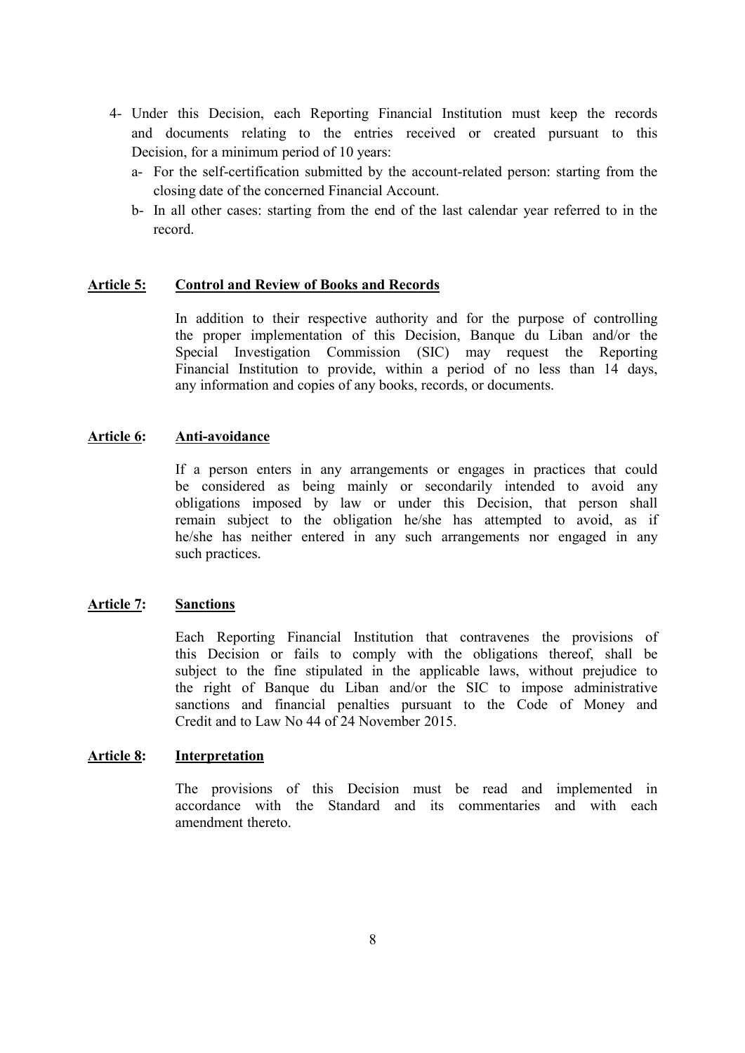4- Under this Decision, each Reporting Financial Institution must keep the records and documents relating to the entries received or created pursuant to this Decision, for a minimum period of 10 years:
   a- For the self-certification submitted by the account-related person: starting from the closing date of the concerned Financial Account.
   b- In all other cases: starting from the end of the last calendar year referred to in the record.

**Article 5: Control and Review of Books and Records**

In addition to their respective authority and for the purpose of controlling the proper implementation of this Decision, Banque du Liban and/or the Special Investigation Commission (SIC) may request the Reporting Financial Institution to provide, within a period of no less than 14 days, any information and copies of any books, records, or documents.

**Article 6: Anti-avoidance**

If a person enters in any arrangements or engages in practices that could be considered as being mainly or secondarily intended to avoid any obligations imposed by law or under this Decision, that person shall remain subject to the obligation he/she has attempted to avoid, as if he/she has neither entered in any such arrangements nor engaged in any such practices.

**Article 7: Sanctions**

Each Reporting Financial Institution that contravenes the provisions of this Decision or fails to comply with the obligations thereof, shall be subject to the fine stipulated in the applicable laws, without prejudice to the right of Banque du Liban and/or the SIC to impose administrative sanctions and financial penalties pursuant to the Code of Money and Credit and to Law No 44 of 24 November 2015.

**Article 8: Interpretation**

The provisions of this Decision must be read and implemented in accordance with the Standard and its commentaries and with each amendment thereto.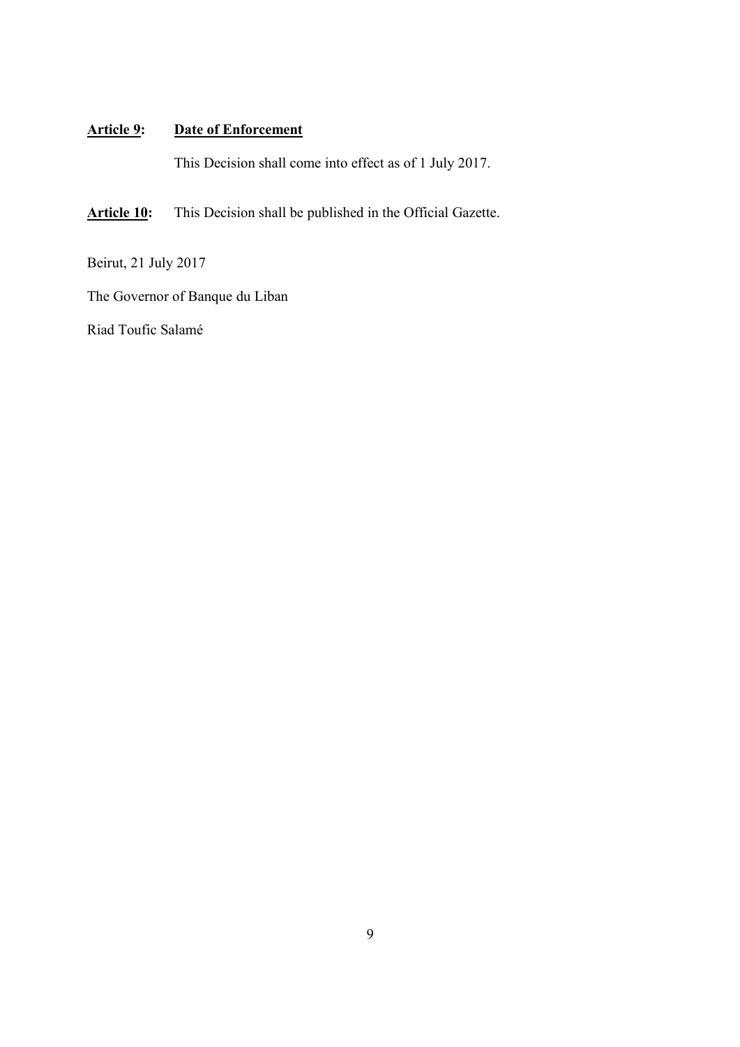**Article 9:** **Date of Enforcement**

This Decision shall come into effect as of 1 July 2017.

**Article 10:** This Decision shall be published in the Official Gazette.

Beirut, 21 July 2017

The Governor of Banque du Liban

Riad Toufic Salamé